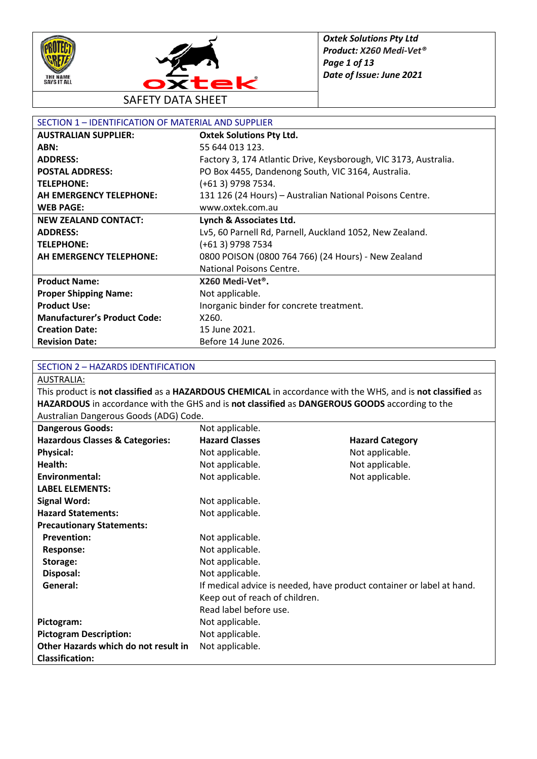# SAFETY DATA SHEET

## SECTION 1 – IDENTIFICATION OF MATERIAL AND SUPPLIER

| | |
|---|---|
| **AUSTRALIAN SUPPLIER:** | **Oxtek Solutions Pty Ltd.** |
| **ABN:** | 55 644 013 123. |
| **ADDRESS:** | Factory 3, 174 Atlantic Drive, Keysborough, VIC 3173, Australia. |
| **POSTAL ADDRESS:** | PO Box 4455, Dandenong South, VIC 3164, Australia. |
| **TELEPHONE:** | (+61 3) 9798 7534. |
| **AH EMERGENCY TELEPHONE:** | 131 126 (24 Hours) – Australian National Poisons Centre. |
| **WEB PAGE:** | www.oxtek.com.au |
| **NEW ZEALAND CONTACT:** | **Lynch & Associates Ltd.** |
| **ADDRESS:** | Lv5, 60 Parnell Rd, Parnell, Auckland 1052, New Zealand. |
| **TELEPHONE:** | (+61 3) 9798 7534 |
| **AH EMERGENCY TELEPHONE:** | 0800 POISON (0800 764 766) (24 Hours) - New Zealand National Poisons Centre. |
| **Product Name:** | **X260 Medi-Vet®.** |
| **Proper Shipping Name:** | Not applicable. |
| **Product Use:** | Inorganic binder for concrete treatment. |
| **Manufacturer's Product Code:** | X260. |
| **Creation Date:** | 15 June 2021. |
| **Revision Date:** | Before 14 June 2026. |

## SECTION 2 – HAZARDS IDENTIFICATION

AUSTRALIA:

This product is **not classified** as a **HAZARDOUS CHEMICAL** in accordance with the WHS, and is **not classified** as **HAZARDOUS** in accordance with the GHS and is **not classified** as **DANGEROUS GOODS** according to the Australian Dangerous Goods (ADG) Code.

| | | |
|---|---|---|
| **Dangerous Goods:** | Not applicable. | |
| **Hazardous Classes & Categories:** | **Hazard Classes** | **Hazard Category** |
| **Physical:** | Not applicable. | Not applicable. |
| **Health:** | Not applicable. | Not applicable. |
| **Environmental:** | Not applicable. | Not applicable. |
| **LABEL ELEMENTS:** | | |
| **Signal Word:** | Not applicable. | |
| **Hazard Statements:** | Not applicable. | |
| **Precautionary Statements:** | | |
| **Prevention:** | Not applicable. | |
| **Response:** | Not applicable. | |
| **Storage:** | Not applicable. | |
| **Disposal:** | Not applicable. | |
| **General:** | If medical advice is needed, have product container or label at hand. Keep out of reach of children. Read label before use. | |
| **Pictogram:** | Not applicable. | |
| **Pictogram Description:** | Not applicable. | |
| **Other Hazards which do not result in Classification:** | Not applicable. | |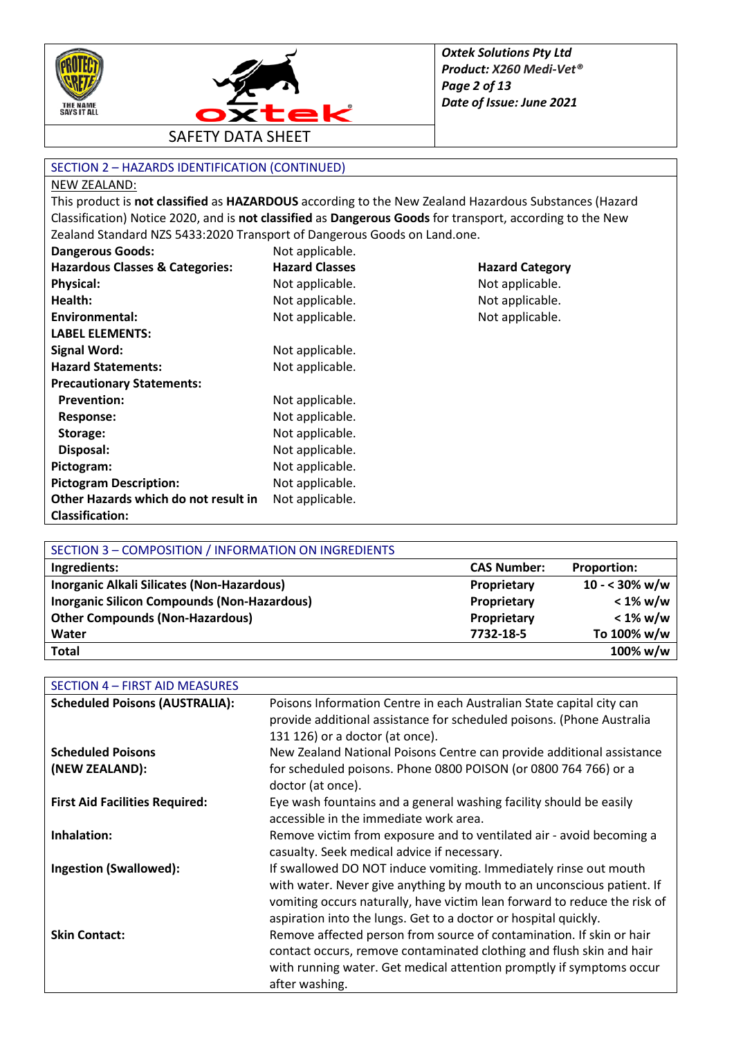## SECTION 2 – HAZARDS IDENTIFICATION (CONTINUED)

NEW ZEALAND:

This product is **not classified** as **HAZARDOUS** according to the New Zealand Hazardous Substances (Hazard Classification) Notice 2020, and is **not classified** as **Dangerous Goods** for transport, according to the New Zealand Standard NZS 5433:2020 Transport of Dangerous Goods on Land.one.

| | | |
|---|---|---|
| **Dangerous Goods:** | Not applicable. | |
| **Hazardous Classes & Categories:** | **Hazard Classes** | **Hazard Category** |
| **Physical:** | Not applicable. | Not applicable. |
| **Health:** | Not applicable. | Not applicable. |
| **Environmental:** | Not applicable. | Not applicable. |
| **LABEL ELEMENTS:** | | |
| **Signal Word:** | Not applicable. | |
| **Hazard Statements:** | Not applicable. | |
| **Precautionary Statements:** | | |
| **Prevention:** | Not applicable. | |
| **Response:** | Not applicable. | |
| **Storage:** | Not applicable. | |
| **Disposal:** | Not applicable. | |
| **Pictogram:** | Not applicable. | |
| **Pictogram Description:** | Not applicable. | |
| **Other Hazards which do not result in Classification:** | Not applicable. | |

## SECTION 3 – COMPOSITION / INFORMATION ON INGREDIENTS

| Ingredients: | CAS Number: | Proportion: |
|---|---|---|
| **Inorganic Alkali Silicates (Non-Hazardous)** | **Proprietary** | **10 - < 30% w/w** |
| **Inorganic Silicon Compounds (Non-Hazardous)** | **Proprietary** | **< 1% w/w** |
| **Other Compounds (Non-Hazardous)** | **Proprietary** | **< 1% w/w** |
| **Water** | **7732-18-5** | **To 100% w/w** |
| **Total** | | **100% w/w** |

## SECTION 4 – FIRST AID MEASURES

| | |
|---|---|
| **Scheduled Poisons (AUSTRALIA):** | Poisons Information Centre in each Australian State capital city can provide additional assistance for scheduled poisons. (Phone Australia 131 126) or a doctor (at once). |
| **Scheduled Poisons (NEW ZEALAND):** | New Zealand National Poisons Centre can provide additional assistance for scheduled poisons. Phone 0800 POISON (or 0800 764 766) or a doctor (at once). |
| **First Aid Facilities Required:** | Eye wash fountains and a general washing facility should be easily accessible in the immediate work area. |
| **Inhalation:** | Remove victim from exposure and to ventilated air - avoid becoming a casualty. Seek medical advice if necessary. |
| **Ingestion (Swallowed):** | If swallowed DO NOT induce vomiting. Immediately rinse out mouth with water. Never give anything by mouth to an unconscious patient. If vomiting occurs naturally, have victim lean forward to reduce the risk of aspiration into the lungs. Get to a doctor or hospital quickly. |
| **Skin Contact:** | Remove affected person from source of contamination. If skin or hair contact occurs, remove contaminated clothing and flush skin and hair with running water. Get medical attention promptly if symptoms occur after washing. |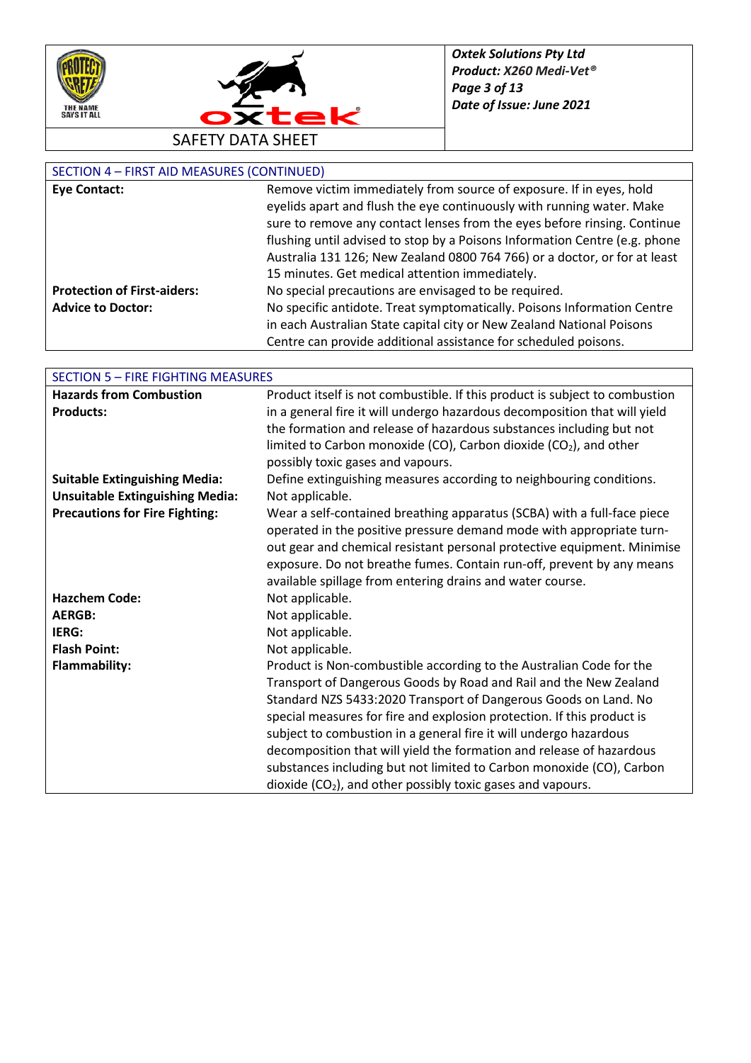## SECTION 4 – FIRST AID MEASURES (CONTINUED)

| | |
|---|---|
| **Eye Contact:** | Remove victim immediately from source of exposure. If in eyes, hold eyelids apart and flush the eye continuously with running water. Make sure to remove any contact lenses from the eyes before rinsing. Continue flushing until advised to stop by a Poisons Information Centre (e.g. phone Australia 131 126; New Zealand 0800 764 766) or a doctor, or for at least 15 minutes. Get medical attention immediately. |
| **Protection of First-aiders:** | No special precautions are envisaged to be required. |
| **Advice to Doctor:** | No specific antidote. Treat symptomatically. Poisons Information Centre in each Australian State capital city or New Zealand National Poisons Centre can provide additional assistance for scheduled poisons. |

## SECTION 5 – FIRE FIGHTING MEASURES

| | |
|---|---|
| **Hazards from Combustion Products:** | Product itself is not combustible. If this product is subject to combustion in a general fire it will undergo hazardous decomposition that will yield the formation and release of hazardous substances including but not limited to Carbon monoxide (CO), Carbon dioxide ($CO_2$), and other possibly toxic gases and vapours. |
| **Suitable Extinguishing Media:** | Define extinguishing measures according to neighbouring conditions. |
| **Unsuitable Extinguishing Media:** | Not applicable. |
| **Precautions for Fire Fighting:** | Wear a self-contained breathing apparatus (SCBA) with a full-face piece operated in the positive pressure demand mode with appropriate turn-out gear and chemical resistant personal protective equipment. Minimise exposure. Do not breathe fumes. Contain run-off, prevent by any means available spillage from entering drains and water course. |
| **Hazchem Code:** | Not applicable. |
| **AERGB:** | Not applicable. |
| **IERG:** | Not applicable. |
| **Flash Point:** | Not applicable. |
| **Flammability:** | Product is Non-combustible according to the Australian Code for the Transport of Dangerous Goods by Road and Rail and the New Zealand Standard NZS 5433:2020 Transport of Dangerous Goods on Land. No special measures for fire and explosion protection. If this product is subject to combustion in a general fire it will undergo hazardous decomposition that will yield the formation and release of hazardous substances including but not limited to Carbon monoxide (CO), Carbon dioxide ($CO_2$), and other possibly toxic gases and vapours. |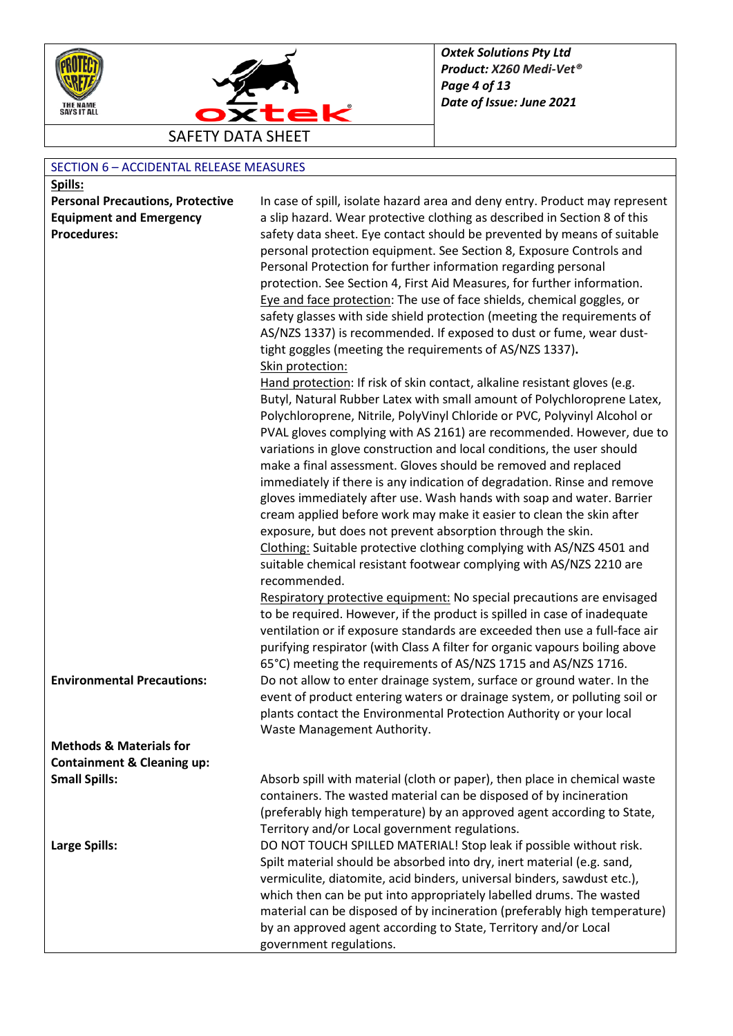## SECTION 6 – ACCIDENTAL RELEASE MEASURES

| **Spills:** | |
|---|---|
| **Personal Precautions, Protective Equipment and Emergency Procedures:** | In case of spill, isolate hazard area and deny entry. Product may represent a slip hazard. Wear protective clothing as described in Section 8 of this safety data sheet. Eye contact should be prevented by means of suitable personal protection equipment. See Section 8, Exposure Controls and Personal Protection for further information regarding personal protection. See Section 4, First Aid Measures, for further information.<br>Eye and face protection: The use of face shields, chemical goggles, or safety glasses with side shield protection (meeting the requirements of AS/NZS 1337) is recommended. If exposed to dust or fume, wear dust-tight goggles (meeting the requirements of AS/NZS 1337).<br>Skin protection:<br>Hand protection: If risk of skin contact, alkaline resistant gloves (e.g. Butyl, Natural Rubber Latex with small amount of Polychloroprene Latex, Polychloroprene, Nitrile, PolyVinyl Chloride or PVC, Polyvinyl Alcohol or PVAL gloves complying with AS 2161) are recommended. However, due to variations in glove construction and local conditions, the user should make a final assessment. Gloves should be removed and replaced immediately if there is any indication of degradation. Rinse and remove gloves immediately after use. Wash hands with soap and water. Barrier cream applied before work may make it easier to clean the skin after exposure, but does not prevent absorption through the skin.<br>Clothing: Suitable protective clothing complying with AS/NZS 4501 and suitable chemical resistant footwear complying with AS/NZS 2210 are recommended.<br>Respiratory protective equipment: No special precautions are envisaged to be required. However, if the product is spilled in case of inadequate ventilation or if exposure standards are exceeded then use a full-face air purifying respirator (with Class A filter for organic vapours boiling above 65°C) meeting the requirements of AS/NZS 1715 and AS/NZS 1716. |
| **Environmental Precautions:** | Do not allow to enter drainage system, surface or ground water. In the event of product entering waters or drainage system, or polluting soil or plants contact the Environmental Protection Authority or your local Waste Management Authority. |
| **Methods & Materials for Containment & Cleaning up:** | |
| **Small Spills:** | Absorb spill with material (cloth or paper), then place in chemical waste containers. The wasted material can be disposed of by incineration (preferably high temperature) by an approved agent according to State, Territory and/or Local government regulations. |
| **Large Spills:** | DO NOT TOUCH SPILLED MATERIAL! Stop leak if possible without risk. Spilt material should be absorbed into dry, inert material (e.g. sand, vermiculite, diatomite, acid binders, universal binders, sawdust etc.), which then can be put into appropriately labelled drums. The wasted material can be disposed of by incineration (preferably high temperature) by an approved agent according to State, Territory and/or Local government regulations. |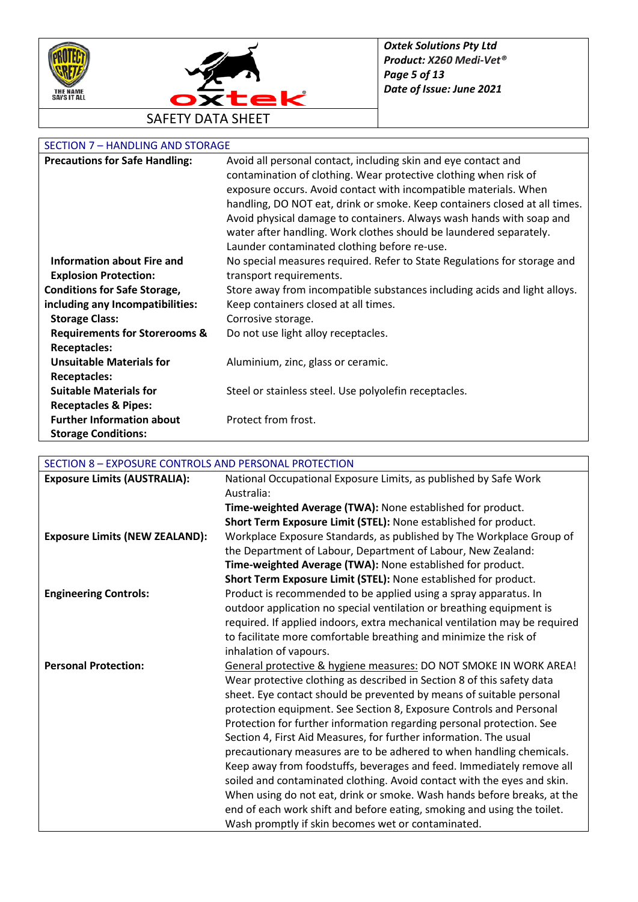## SECTION 7 – HANDLING AND STORAGE

| | |
|---|---|
| **Precautions for Safe Handling:** | Avoid all personal contact, including skin and eye contact and contamination of clothing. Wear protective clothing when risk of exposure occurs. Avoid contact with incompatible materials. When handling, DO NOT eat, drink or smoke. Keep containers closed at all times. Avoid physical damage to containers. Always wash hands with soap and water after handling. Work clothes should be laundered separately. Launder contaminated clothing before re-use. |
| **Information about Fire and Explosion Protection:** | No special measures required. Refer to State Regulations for storage and transport requirements. |
| **Conditions for Safe Storage, including any Incompatibilities:** | Store away from incompatible substances including acids and light alloys. Keep containers closed at all times. |
| **Storage Class:** | Corrosive storage. |
| **Requirements for Storerooms & Receptacles:** | Do not use light alloy receptacles. |
| **Unsuitable Materials for Receptacles:** | Aluminium, zinc, glass or ceramic. |
| **Suitable Materials for Receptacles & Pipes:** | Steel or stainless steel. Use polyolefin receptacles. |
| **Further Information about Storage Conditions:** | Protect from frost. |

## SECTION 8 – EXPOSURE CONTROLS AND PERSONAL PROTECTION

| | |
|---|---|
| **Exposure Limits (AUSTRALIA):** | National Occupational Exposure Limits, as published by Safe Work Australia:<br>**Time-weighted Average (TWA):** None established for product.<br>**Short Term Exposure Limit (STEL):** None established for product. |
| **Exposure Limits (NEW ZEALAND):** | Workplace Exposure Standards, as published by The Workplace Group of the Department of Labour, Department of Labour, New Zealand:<br>**Time-weighted Average (TWA):** None established for product.<br>**Short Term Exposure Limit (STEL):** None established for product. |
| **Engineering Controls:** | Product is recommended to be applied using a spray apparatus. In outdoor application no special ventilation or breathing equipment is required. If applied indoors, extra mechanical ventilation may be required to facilitate more comfortable breathing and minimize the risk of inhalation of vapours. |
| **Personal Protection:** | General protective & hygiene measures: DO NOT SMOKE IN WORK AREA! Wear protective clothing as described in Section 8 of this safety data sheet. Eye contact should be prevented by means of suitable personal protection equipment. See Section 8, Exposure Controls and Personal Protection for further information regarding personal protection. See Section 4, First Aid Measures, for further information. The usual precautionary measures are to be adhered to when handling chemicals. Keep away from foodstuffs, beverages and feed. Immediately remove all soiled and contaminated clothing. Avoid contact with the eyes and skin. When using do not eat, drink or smoke. Wash hands before breaks, at the end of each work shift and before eating, smoking and using the toilet. Wash promptly if skin becomes wet or contaminated. |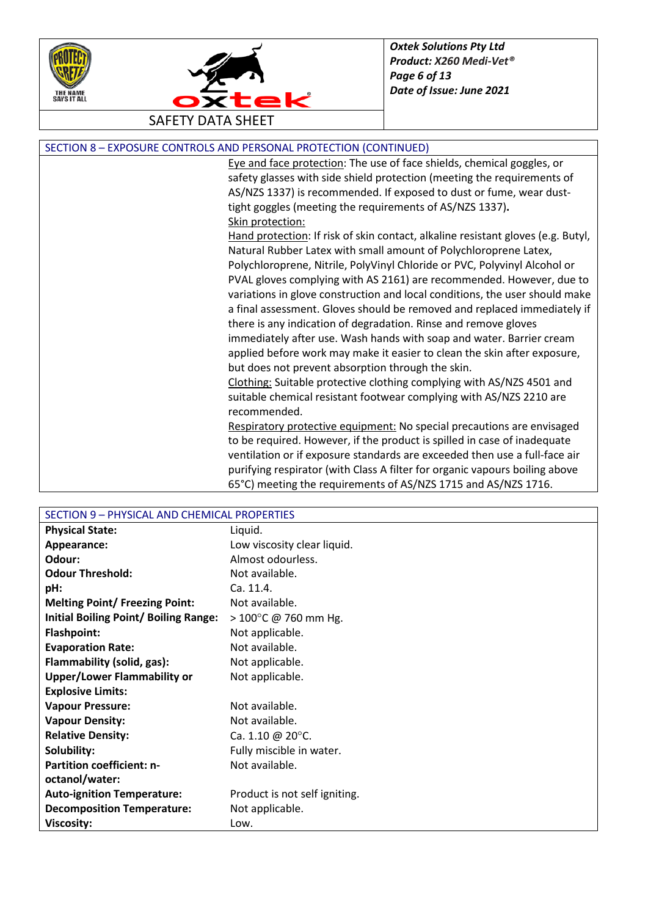## SECTION 8 – EXPOSURE CONTROLS AND PERSONAL PROTECTION (CONTINUED)

Eye and face protection: The use of face shields, chemical goggles, or safety glasses with side shield protection (meeting the requirements of AS/NZS 1337) is recommended. If exposed to dust or fume, wear dust-tight goggles (meeting the requirements of AS/NZS 1337).

Skin protection:

Hand protection: If risk of skin contact, alkaline resistant gloves (e.g. Butyl, Natural Rubber Latex with small amount of Polychloroprene Latex, Polychloroprene, Nitrile, PolyVinyl Chloride or PVC, Polyvinyl Alcohol or PVAL gloves complying with AS 2161) are recommended. However, due to variations in glove construction and local conditions, the user should make a final assessment. Gloves should be removed and replaced immediately if there is any indication of degradation. Rinse and remove gloves immediately after use. Wash hands with soap and water. Barrier cream applied before work may make it easier to clean the skin after exposure, but does not prevent absorption through the skin.

Clothing: Suitable protective clothing complying with AS/NZS 4501 and suitable chemical resistant footwear complying with AS/NZS 2210 are recommended.

Respiratory protective equipment: No special precautions are envisaged to be required. However, if the product is spilled in case of inadequate ventilation or if exposure standards are exceeded then use a full-face air purifying respirator (with Class A filter for organic vapours boiling above 65°C) meeting the requirements of AS/NZS 1715 and AS/NZS 1716.

## SECTION 9 – PHYSICAL AND CHEMICAL PROPERTIES

| Property | Value |
|---|---|
| **Physical State:** | Liquid. |
| **Appearance:** | Low viscosity clear liquid. |
| **Odour:** | Almost odourless. |
| **Odour Threshold:** | Not available. |
| **pH:** | Ca. 11.4. |
| **Melting Point/ Freezing Point:** | Not available. |
| **Initial Boiling Point/ Boiling Range:** | > 100°C @ 760 mm Hg. |
| **Flashpoint:** | Not applicable. |
| **Evaporation Rate:** | Not available. |
| **Flammability (solid, gas):** | Not applicable. |
| **Upper/Lower Flammability or Explosive Limits:** | Not applicable. |
| **Vapour Pressure:** | Not available. |
| **Vapour Density:** | Not available. |
| **Relative Density:** | Ca. 1.10 @ 20°C. |
| **Solubility:** | Fully miscible in water. |
| **Partition coefficient: n-octanol/water:** | Not available. |
| **Auto-ignition Temperature:** | Product is not self igniting. |
| **Decomposition Temperature:** | Not applicable. |
| **Viscosity:** | Low. |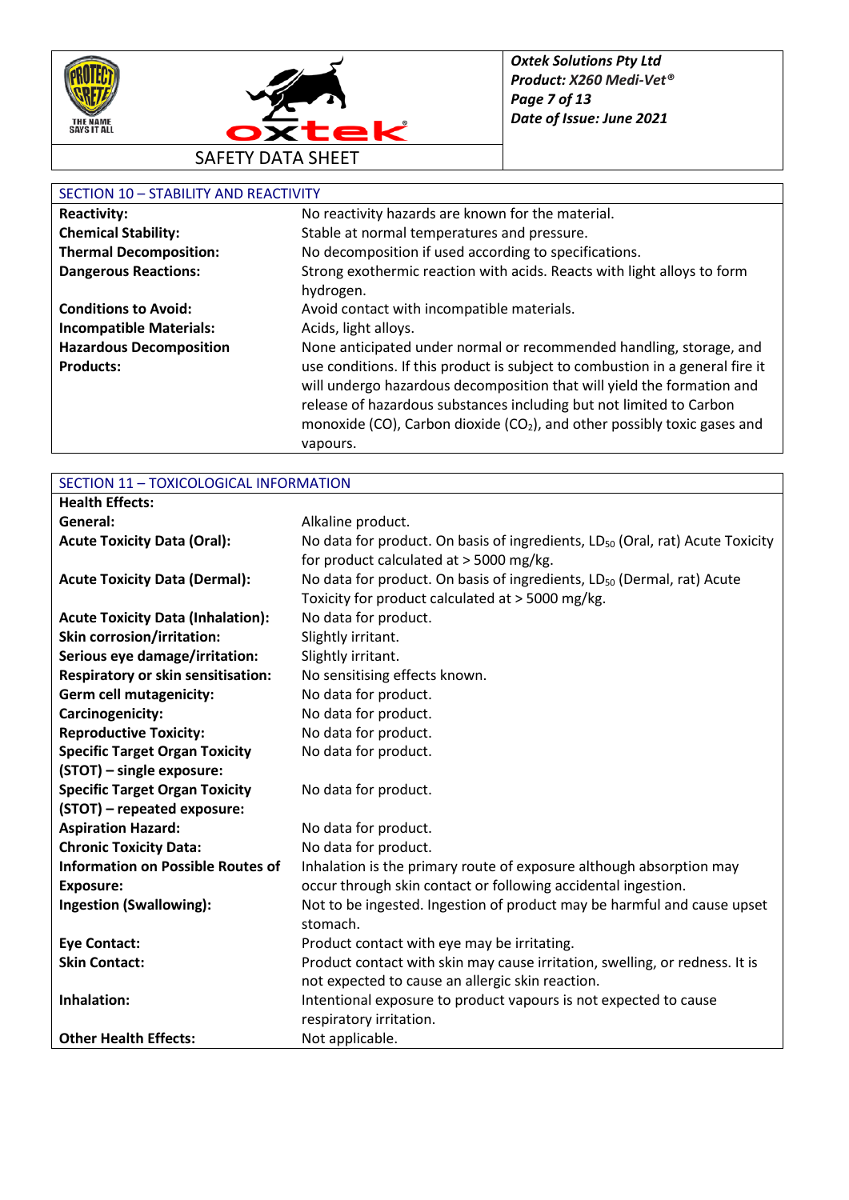## SECTION 10 – STABILITY AND REACTIVITY

| | |
|---|---|
| **Reactivity:** | No reactivity hazards are known for the material. |
| **Chemical Stability:** | Stable at normal temperatures and pressure. |
| **Thermal Decomposition:** | No decomposition if used according to specifications. |
| **Dangerous Reactions:** | Strong exothermic reaction with acids. Reacts with light alloys to form hydrogen. |
| **Conditions to Avoid:** | Avoid contact with incompatible materials. |
| **Incompatible Materials:** | Acids, light alloys. |
| **Hazardous Decomposition Products:** | None anticipated under normal or recommended handling, storage, and use conditions. If this product is subject to combustion in a general fire it will undergo hazardous decomposition that will yield the formation and release of hazardous substances including but not limited to Carbon monoxide (CO), Carbon dioxide ($CO_2$), and other possibly toxic gases and vapours. |

## SECTION 11 – TOXICOLOGICAL INFORMATION

| | |
|---|---|
| **Health Effects:** | |
| **General:** | Alkaline product. |
| **Acute Toxicity Data (Oral):** | No data for product. On basis of ingredients, $LD_{50}$ (Oral, rat) Acute Toxicity for product calculated at > 5000 mg/kg. |
| **Acute Toxicity Data (Dermal):** | No data for product. On basis of ingredients, $LD_{50}$ (Dermal, rat) Acute Toxicity for product calculated at > 5000 mg/kg. |
| **Acute Toxicity Data (Inhalation):** | No data for product. |
| **Skin corrosion/irritation:** | Slightly irritant. |
| **Serious eye damage/irritation:** | Slightly irritant. |
| **Respiratory or skin sensitisation:** | No sensitising effects known. |
| **Germ cell mutagenicity:** | No data for product. |
| **Carcinogenicity:** | No data for product. |
| **Reproductive Toxicity:** | No data for product. |
| **Specific Target Organ Toxicity (STOT) – single exposure:** | No data for product. |
| **Specific Target Organ Toxicity (STOT) – repeated exposure:** | No data for product. |
| **Aspiration Hazard:** | No data for product. |
| **Chronic Toxicity Data:** | No data for product. |
| **Information on Possible Routes of Exposure:** | Inhalation is the primary route of exposure although absorption may occur through skin contact or following accidental ingestion. |
| **Ingestion (Swallowing):** | Not to be ingested. Ingestion of product may be harmful and cause upset stomach. |
| **Eye Contact:** | Product contact with eye may be irritating. |
| **Skin Contact:** | Product contact with skin may cause irritation, swelling, or redness. It is not expected to cause an allergic skin reaction. |
| **Inhalation:** | Intentional exposure to product vapours is not expected to cause respiratory irritation. |
| **Other Health Effects:** | Not applicable. |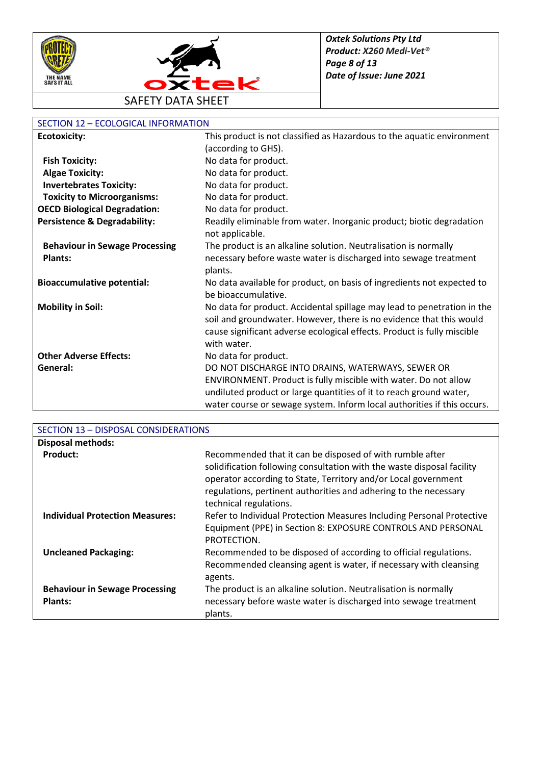## SECTION 12 – ECOLOGICAL INFORMATION

| | |
|---|---|
| **Ecotoxicity:** | This product is not classified as Hazardous to the aquatic environment (according to GHS). |
| **Fish Toxicity:** | No data for product. |
| **Algae Toxicity:** | No data for product. |
| **Invertebrates Toxicity:** | No data for product. |
| **Toxicity to Microorganisms:** | No data for product. |
| **OECD Biological Degradation:** | No data for product. |
| **Persistence & Degradability:** | Readily eliminable from water. Inorganic product; biotic degradation not applicable. |
| **Behaviour in Sewage Processing Plants:** | The product is an alkaline solution. Neutralisation is normally necessary before waste water is discharged into sewage treatment plants. |
| **Bioaccumulative potential:** | No data available for product, on basis of ingredients not expected to be bioaccumulative. |
| **Mobility in Soil:** | No data for product. Accidental spillage may lead to penetration in the soil and groundwater. However, there is no evidence that this would cause significant adverse ecological effects. Product is fully miscible with water. |
| **Other Adverse Effects:** | No data for product. |
| **General:** | DO NOT DISCHARGE INTO DRAINS, WATERWAYS, SEWER OR ENVIRONMENT. Product is fully miscible with water. Do not allow undiluted product or large quantities of it to reach ground water, water course or sewage system. Inform local authorities if this occurs. |

## SECTION 13 – DISPOSAL CONSIDERATIONS

| | |
|---|---|
| **Disposal methods:** | |
| **Product:** | Recommended that it can be disposed of with rumble after solidification following consultation with the waste disposal facility operator according to State, Territory and/or Local government regulations, pertinent authorities and adhering to the necessary technical regulations. |
| **Individual Protection Measures:** | Refer to Individual Protection Measures Including Personal Protective Equipment (PPE) in Section 8: EXPOSURE CONTROLS AND PERSONAL PROTECTION. |
| **Uncleaned Packaging:** | Recommended to be disposed of according to official regulations. Recommended cleansing agent is water, if necessary with cleansing agents. |
| **Behaviour in Sewage Processing Plants:** | The product is an alkaline solution. Neutralisation is normally necessary before waste water is discharged into sewage treatment plants. |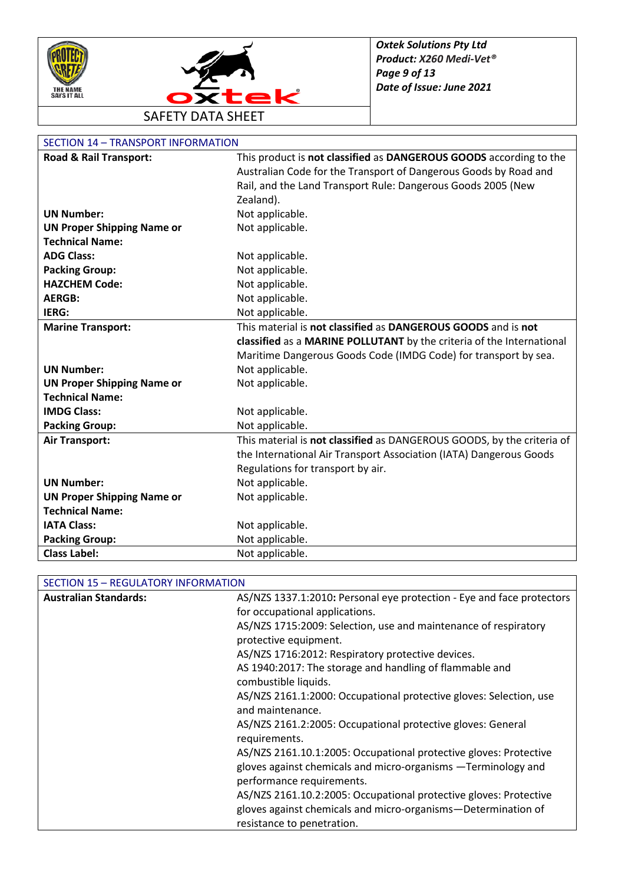## SECTION 14 – TRANSPORT INFORMATION

| | |
|---|---|
| **Road & Rail Transport:** | This product is **not classified** as **DANGEROUS GOODS** according to the Australian Code for the Transport of Dangerous Goods by Road and Rail, and the Land Transport Rule: Dangerous Goods 2005 (New Zealand). |
| **UN Number:** | Not applicable. |
| **UN Proper Shipping Name or Technical Name:** | Not applicable. |
| **ADG Class:** | Not applicable. |
| **Packing Group:** | Not applicable. |
| **HAZCHEM Code:** | Not applicable. |
| **AERGB:** | Not applicable. |
| **IERG:** | Not applicable. |
| **Marine Transport:** | This material is **not classified** as **DANGEROUS GOODS** and is **not classified** as a **MARINE POLLUTANT** by the criteria of the International Maritime Dangerous Goods Code (IMDG Code) for transport by sea. |
| **UN Number:** | Not applicable. |
| **UN Proper Shipping Name or Technical Name:** | Not applicable. |
| **IMDG Class:** | Not applicable. |
| **Packing Group:** | Not applicable. |
| **Air Transport:** | This material is **not classified** as DANGEROUS GOODS, by the criteria of the International Air Transport Association (IATA) Dangerous Goods Regulations for transport by air. |
| **UN Number:** | Not applicable. |
| **UN Proper Shipping Name or Technical Name:** | Not applicable. |
| **IATA Class:** | Not applicable. |
| **Packing Group:** | Not applicable. |
| **Class Label:** | Not applicable. |

## SECTION 15 – REGULATORY INFORMATION

| | |
|---|---|
| **Australian Standards:** | AS/NZS 1337.1:2010**:** Personal eye protection - Eye and face protectors for occupational applications.<br>AS/NZS 1715:2009: Selection, use and maintenance of respiratory protective equipment.<br>AS/NZS 1716:2012: Respiratory protective devices.<br>AS 1940:2017: The storage and handling of flammable and combustible liquids.<br>AS/NZS 2161.1:2000: Occupational protective gloves: Selection, use and maintenance.<br>AS/NZS 2161.2:2005: Occupational protective gloves: General requirements.<br>AS/NZS 2161.10.1:2005: Occupational protective gloves: Protective gloves against chemicals and micro-organisms —Terminology and performance requirements.<br>AS/NZS 2161.10.2:2005: Occupational protective gloves: Protective gloves against chemicals and micro-organisms—Determination of resistance to penetration. |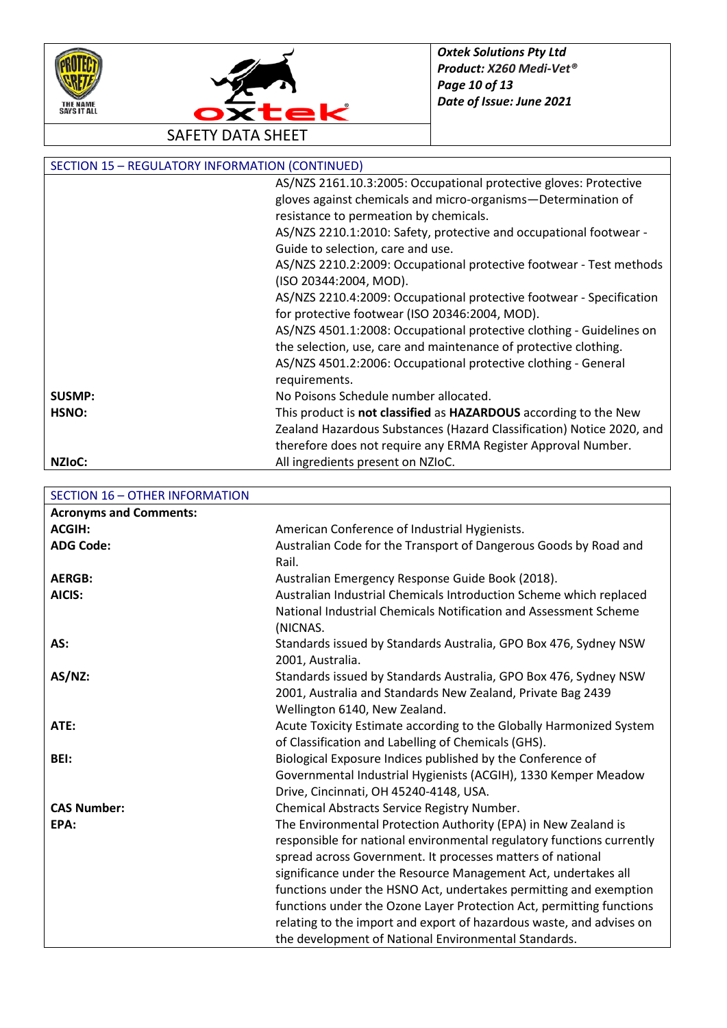## SECTION 15 – REGULATORY INFORMATION (CONTINUED)

| | |
|---|---|
| | AS/NZS 2161.10.3:2005: Occupational protective gloves: Protective gloves against chemicals and micro-organisms—Determination of resistance to permeation by chemicals.<br>AS/NZS 2210.1:2010: Safety, protective and occupational footwear - Guide to selection, care and use.<br>AS/NZS 2210.2:2009: Occupational protective footwear - Test methods (ISO 20344:2004, MOD).<br>AS/NZS 2210.4:2009: Occupational protective footwear - Specification for protective footwear (ISO 20346:2004, MOD).<br>AS/NZS 4501.1:2008: Occupational protective clothing - Guidelines on the selection, use, care and maintenance of protective clothing.<br>AS/NZS 4501.2:2006: Occupational protective clothing - General requirements. |
| **SUSMP:** | No Poisons Schedule number allocated. |
| **HSNO:** | This product is **not classified** as **HAZARDOUS** according to the New Zealand Hazardous Substances (Hazard Classification) Notice 2020, and therefore does not require any ERMA Register Approval Number. |
| **NZIoC:** | All ingredients present on NZIoC. |

## SECTION 16 – OTHER INFORMATION

| | |
|---|---|
| **Acronyms and Comments:** | |
| **ACGIH:** | American Conference of Industrial Hygienists. |
| **ADG Code:** | Australian Code for the Transport of Dangerous Goods by Road and Rail. |
| **AERGB:** | Australian Emergency Response Guide Book (2018). |
| **AICIS:** | Australian Industrial Chemicals Introduction Scheme which replaced National Industrial Chemicals Notification and Assessment Scheme (NICNAS. |
| **AS:** | Standards issued by Standards Australia, GPO Box 476, Sydney NSW 2001, Australia. |
| **AS/NZ:** | Standards issued by Standards Australia, GPO Box 476, Sydney NSW 2001, Australia and Standards New Zealand, Private Bag 2439 Wellington 6140, New Zealand. |
| **ATE:** | Acute Toxicity Estimate according to the Globally Harmonized System of Classification and Labelling of Chemicals (GHS). |
| **BEI:** | Biological Exposure Indices published by the Conference of Governmental Industrial Hygienists (ACGIH), 1330 Kemper Meadow Drive, Cincinnati, OH 45240-4148, USA. |
| **CAS Number:** | Chemical Abstracts Service Registry Number. |
| **EPA:** | The Environmental Protection Authority (EPA) in New Zealand is responsible for national environmental regulatory functions currently spread across Government. It processes matters of national significance under the Resource Management Act, undertakes all functions under the HSNO Act, undertakes permitting and exemption functions under the Ozone Layer Protection Act, permitting functions relating to the import and export of hazardous waste, and advises on the development of National Environmental Standards. |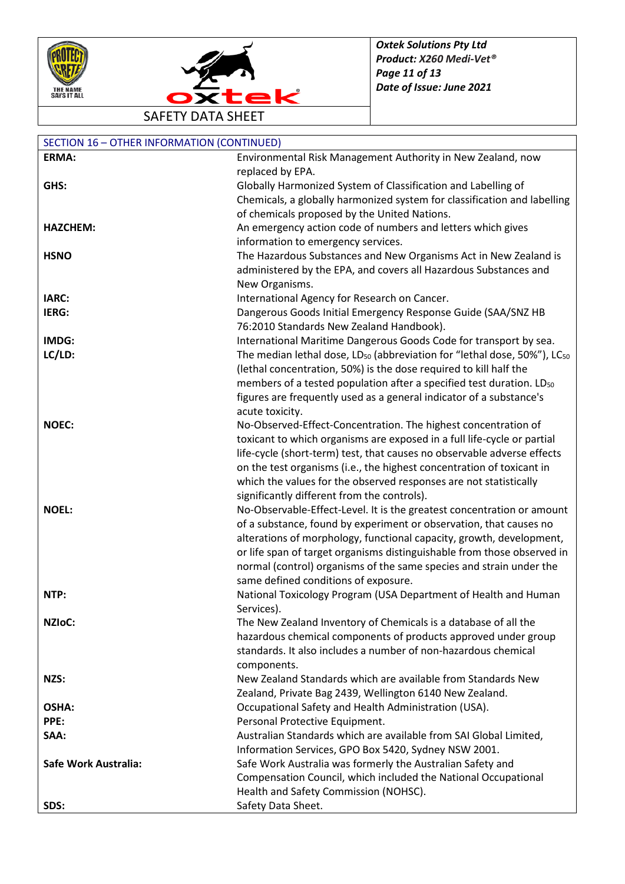## SECTION 16 – OTHER INFORMATION (CONTINUED)

| | |
|---|---|
| **ERMA:** | Environmental Risk Management Authority in New Zealand, now replaced by EPA. |
| **GHS:** | Globally Harmonized System of Classification and Labelling of Chemicals, a globally harmonized system for classification and labelling of chemicals proposed by the United Nations. |
| **HAZCHEM:** | An emergency action code of numbers and letters which gives information to emergency services. |
| **HSNO** | The Hazardous Substances and New Organisms Act in New Zealand is administered by the EPA, and covers all Hazardous Substances and New Organisms. |
| **IARC:** | International Agency for Research on Cancer. |
| **IERG:** | Dangerous Goods Initial Emergency Response Guide (SAA/SNZ HB 76:2010 Standards New Zealand Handbook). |
| **IMDG:** | International Maritime Dangerous Goods Code for transport by sea. |
| **LC/LD:** | The median lethal dose, $LD_{50}$ (abbreviation for "lethal dose, 50%"), $LC_{50}$ (lethal concentration, 50%) is the dose required to kill half the members of a tested population after a specified test duration. $LD_{50}$ figures are frequently used as a general indicator of a substance's acute toxicity. |
| **NOEC:** | No-Observed-Effect-Concentration. The highest concentration of toxicant to which organisms are exposed in a full life-cycle or partial life-cycle (short-term) test, that causes no observable adverse effects on the test organisms (i.e., the highest concentration of toxicant in which the values for the observed responses are not statistically significantly different from the controls). |
| **NOEL:** | No-Observable-Effect-Level. It is the greatest concentration or amount of a substance, found by experiment or observation, that causes no alterations of morphology, functional capacity, growth, development, or life span of target organisms distinguishable from those observed in normal (control) organisms of the same species and strain under the same defined conditions of exposure. |
| **NTP:** | National Toxicology Program (USA Department of Health and Human Services). |
| **NZIoC:** | The New Zealand Inventory of Chemicals is a database of all the hazardous chemical components of products approved under group standards. It also includes a number of non-hazardous chemical components. |
| **NZS:** | New Zealand Standards which are available from Standards New Zealand, Private Bag 2439, Wellington 6140 New Zealand. |
| **OSHA:** | Occupational Safety and Health Administration (USA). |
| **PPE:** | Personal Protective Equipment. |
| **SAA:** | Australian Standards which are available from SAI Global Limited, Information Services, GPO Box 5420, Sydney NSW 2001. |
| **Safe Work Australia:** | Safe Work Australia was formerly the Australian Safety and Compensation Council, which included the National Occupational Health and Safety Commission (NOHSC). |
| **SDS:** | Safety Data Sheet. |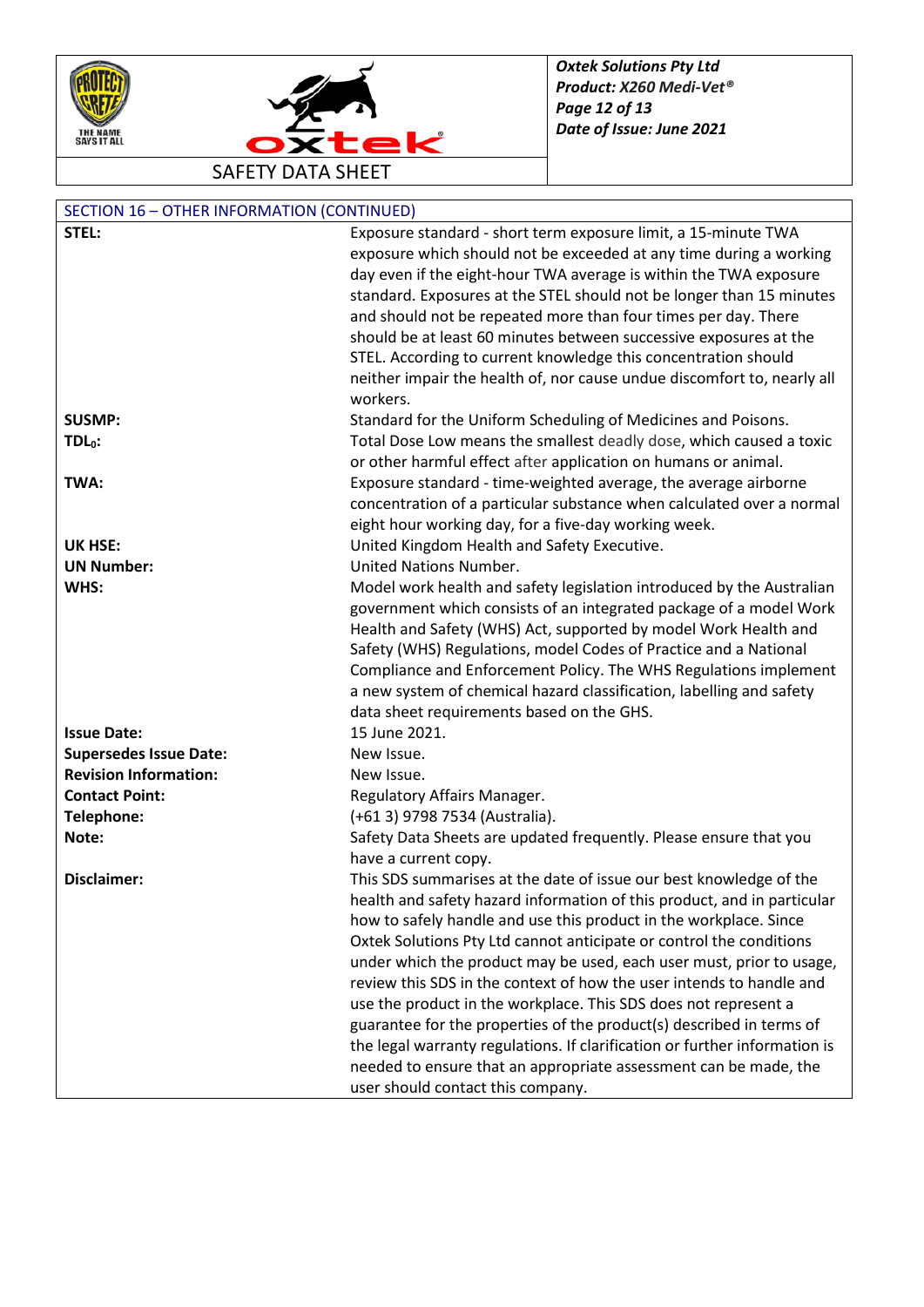## SECTION 16 – OTHER INFORMATION (CONTINUED)

| | |
|---|---|
| **STEL:** | Exposure standard - short term exposure limit, a 15-minute TWA exposure which should not be exceeded at any time during a working day even if the eight-hour TWA average is within the TWA exposure standard. Exposures at the STEL should not be longer than 15 minutes and should not be repeated more than four times per day. There should be at least 60 minutes between successive exposures at the STEL. According to current knowledge this concentration should neither impair the health of, nor cause undue discomfort to, nearly all workers. |
| **SUSMP:** | Standard for the Uniform Scheduling of Medicines and Poisons. |
| **$TDL_0$:** | Total Dose Low means the smallest deadly dose, which caused a toxic or other harmful effect after application on humans or animal. |
| **TWA:** | Exposure standard - time-weighted average, the average airborne concentration of a particular substance when calculated over a normal eight hour working day, for a five-day working week. |
| **UK HSE:** | United Kingdom Health and Safety Executive. |
| **UN Number:** | United Nations Number. |
| **WHS:** | Model work health and safety legislation introduced by the Australian government which consists of an integrated package of a model Work Health and Safety (WHS) Act, supported by model Work Health and Safety (WHS) Regulations, model Codes of Practice and a National Compliance and Enforcement Policy. The WHS Regulations implement a new system of chemical hazard classification, labelling and safety data sheet requirements based on the GHS. |
| **Issue Date:** | 15 June 2021. |
| **Supersedes Issue Date:** | New Issue. |
| **Revision Information:** | New Issue. |
| **Contact Point:** | Regulatory Affairs Manager. |
| **Telephone:** | (+61 3) 9798 7534 (Australia). |
| **Note:** | Safety Data Sheets are updated frequently. Please ensure that you have a current copy. |
| **Disclaimer:** | This SDS summarises at the date of issue our best knowledge of the health and safety hazard information of this product, and in particular how to safely handle and use this product in the workplace. Since Oxtek Solutions Pty Ltd cannot anticipate or control the conditions under which the product may be used, each user must, prior to usage, review this SDS in the context of how the user intends to handle and use the product in the workplace. This SDS does not represent a guarantee for the properties of the product(s) described in terms of the legal warranty regulations. If clarification or further information is needed to ensure that an appropriate assessment can be made, the user should contact this company. |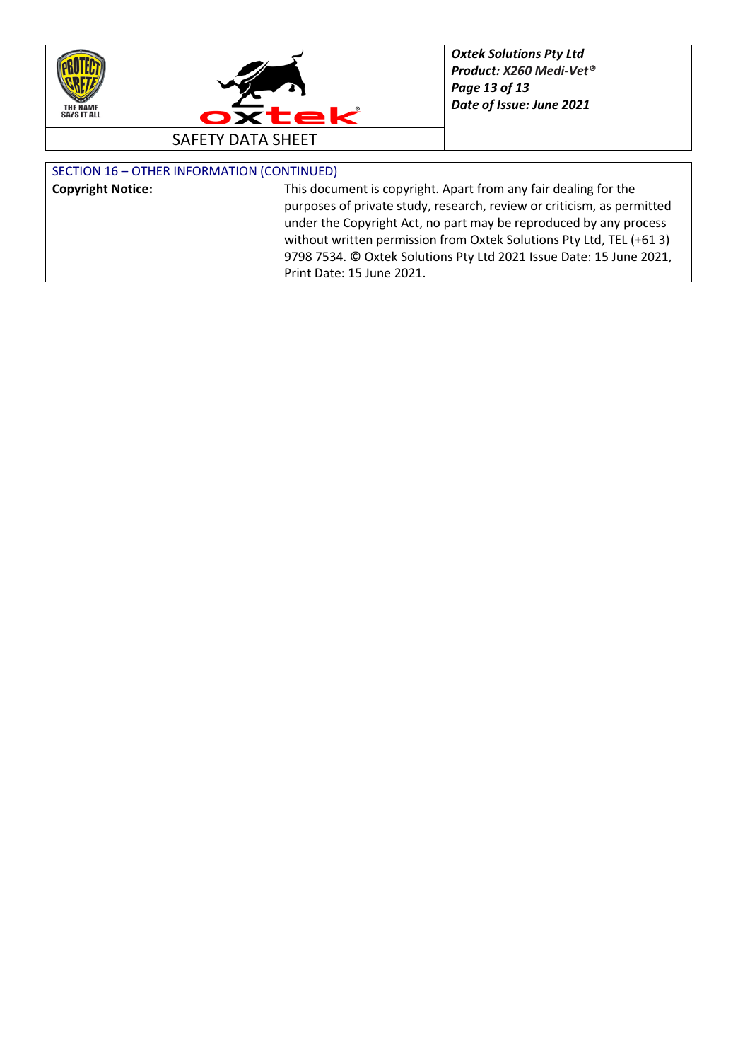## SECTION 16 – OTHER INFORMATION (CONTINUED)

| | |
|---|---|
| **Copyright Notice:** | This document is copyright. Apart from any fair dealing for the purposes of private study, research, review or criticism, as permitted under the Copyright Act, no part may be reproduced by any process without written permission from Oxtek Solutions Pty Ltd, TEL (+61 3) 9798 7534. © Oxtek Solutions Pty Ltd 2021 Issue Date: 15 June 2021, Print Date: 15 June 2021. |